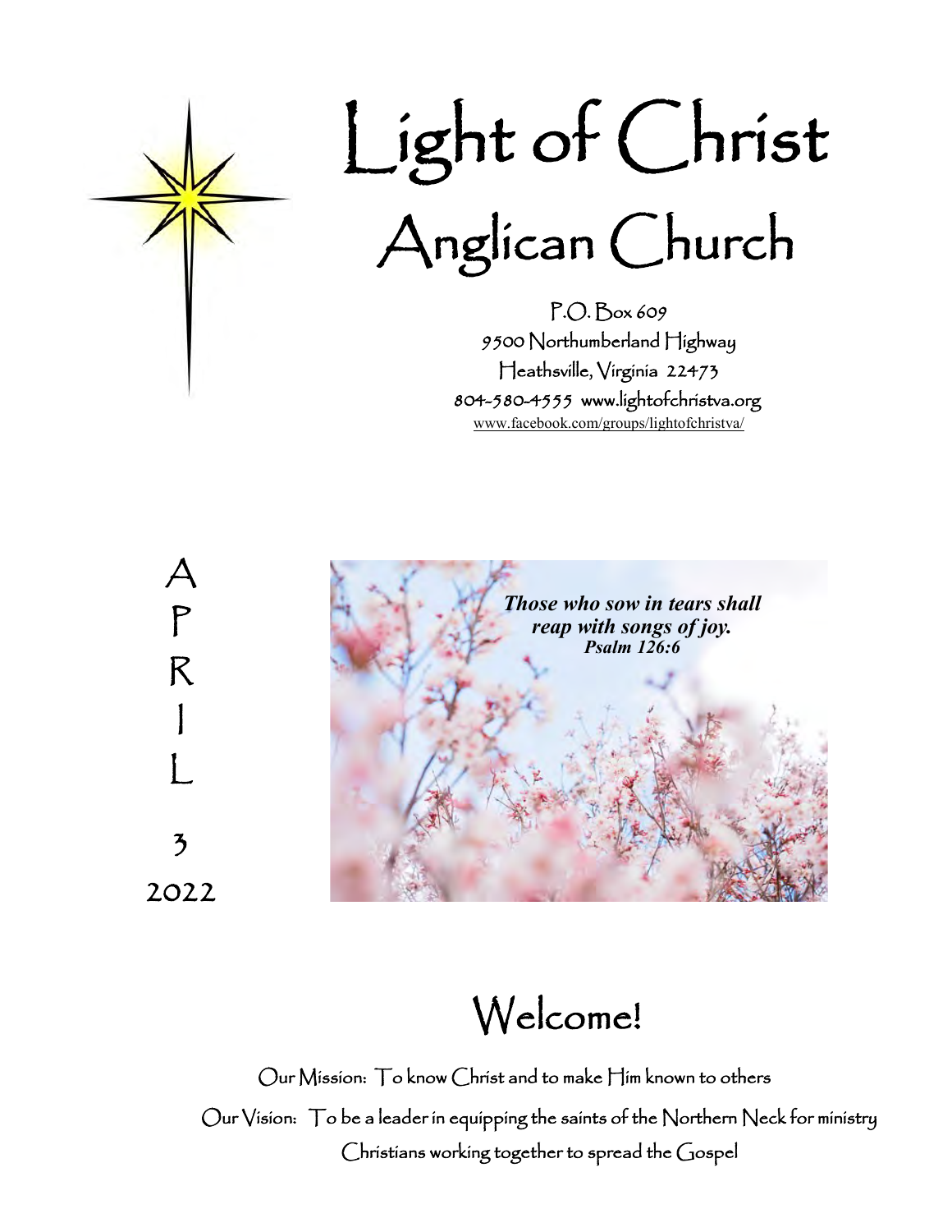# Light of Christ Anglican Church

P.O. Box 609
9500 Northumberland Highway
Heathsville, Virginia 22473
804-580-4555 www.lightofchristva.org
www.facebook.com/groups/lightofchristva/

APRIL 3 2022

***Those who sow in tears shall reap with songs of joy.***
***Psalm 126:6***

## Welcome!

Our Mission: To know Christ and to make Him known to others

Our Vision: To be a leader in equipping the saints of the Northern Neck for ministry

Christians working together to spread the Gospel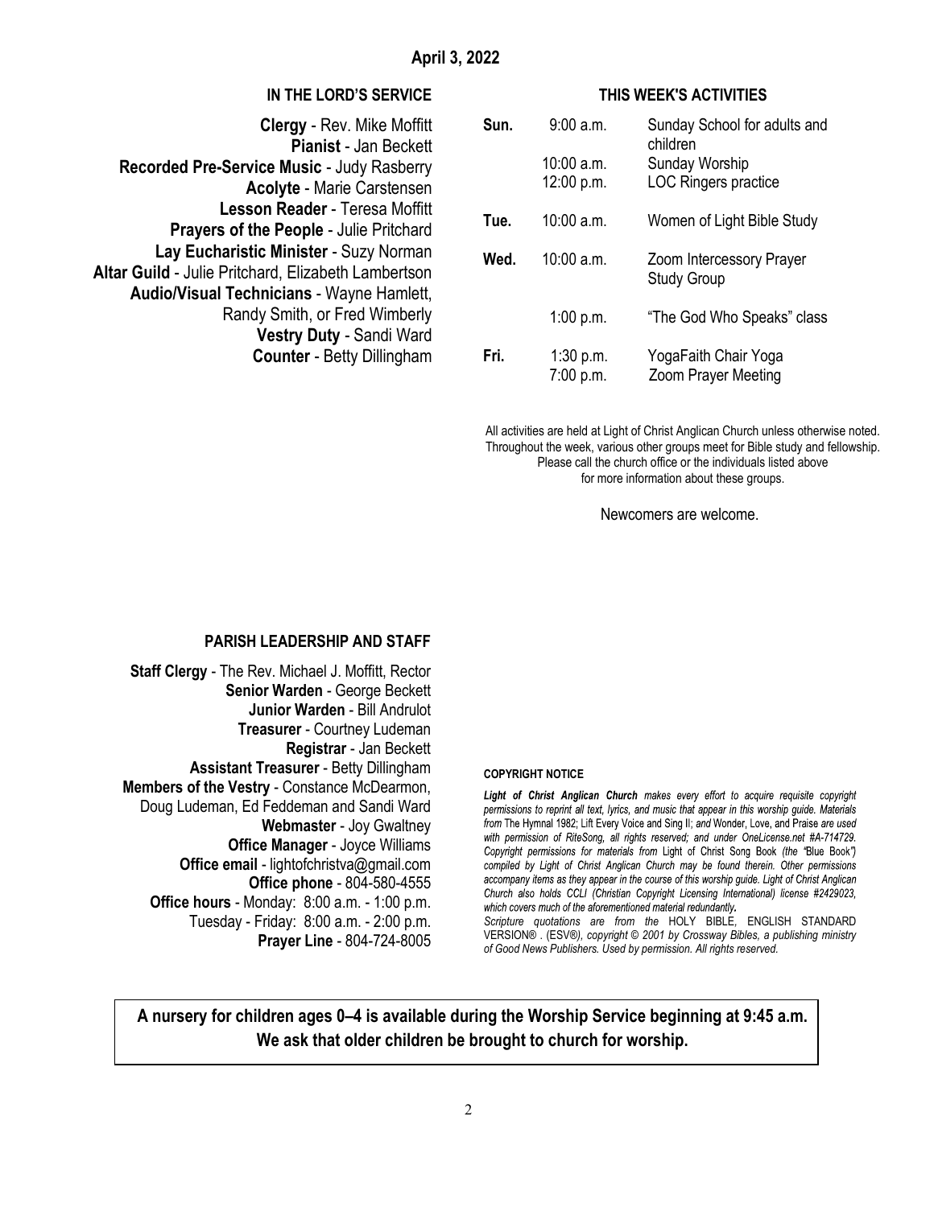## April 3, 2022

### IN THE LORD'S SERVICE

**Clergy** - Rev. Mike Moffitt
**Pianist** - Jan Beckett
**Recorded Pre-Service Music** - Judy Rasberry
**Acolyte** - Marie Carstensen
**Lesson Reader** - Teresa Moffitt
**Prayers of the People** - Julie Pritchard
**Lay Eucharistic Minister** - Suzy Norman
**Altar Guild** - Julie Pritchard, Elizabeth Lambertson
**Audio/Visual Technicians** - Wayne Hamlett, Randy Smith, or Fred Wimberly
**Vestry Duty** - Sandi Ward
**Counter** - Betty Dillingham

### THIS WEEK'S ACTIVITIES

| | | |
|---|---|---|
| **Sun.** | 9:00 a.m. | Sunday School for adults and children |
| | 10:00 a.m. | Sunday Worship |
| | 12:00 p.m. | LOC Ringers practice |
| **Tue.** | 10:00 a.m. | Women of Light Bible Study |
| **Wed.** | 10:00 a.m. | Zoom Intercessory Prayer Study Group |
| | 1:00 p.m. | "The God Who Speaks" class |
| **Fri.** | 1:30 p.m. | YogaFaith Chair Yoga |
| | 7:00 p.m. | Zoom Prayer Meeting |

All activities are held at Light of Christ Anglican Church unless otherwise noted. Throughout the week, various other groups meet for Bible study and fellowship. Please call the church office or the individuals listed above for more information about these groups.

Newcomers are welcome.

### PARISH LEADERSHIP AND STAFF

**Staff Clergy** - The Rev. Michael J. Moffitt, Rector
**Senior Warden** - George Beckett
**Junior Warden** - Bill Andrulot
**Treasurer** - Courtney Ludeman
**Registrar** - Jan Beckett
**Assistant Treasurer** - Betty Dillingham
**Members of the Vestry** - Constance McDearmon, Doug Ludeman, Ed Feddeman and Sandi Ward
**Webmaster** - Joy Gwaltney
**Office Manager** - Joyce Williams
**Office email** - lightofchristva@gmail.com
**Office phone** - 804-580-4555
**Office hours** - Monday: 8:00 a.m. - 1:00 p.m.
Tuesday - Friday: 8:00 a.m. - 2:00 p.m.
**Prayer Line** - 804-724-8005

#### COPYRIGHT NOTICE

***Light of Christ Anglican Church*** *makes every effort to acquire requisite copyright permissions to reprint all text, lyrics, and music that appear in this worship guide. Materials from* The Hymnal 1982; Lift Every Voice and Sing II; *and* Wonder, Love, and Praise *are used with permission of RiteSong, all rights reserved; and under OneLicense.net #A-714729. Copyright permissions for materials from* Light of Christ Song Book *(the "*Blue Book*") compiled by Light of Christ Anglican Church may be found therein. Other permissions accompany items as they appear in the course of this worship guide. Light of Christ Anglican Church also holds CCLI (Christian Copyright Licensing International) license #2429023, which covers much of the aforementioned material redundantly.*

*Scripture quotations are from the* HOLY BIBLE, ENGLISH STANDARD VERSION® . (ESV®*), copyright © 2001 by Crossway Bibles, a publishing ministry of Good News Publishers. Used by permission. All rights reserved.*

**A nursery for children ages 0–4 is available during the Worship Service beginning at 9:45 a.m. We ask that older children be brought to church for worship.**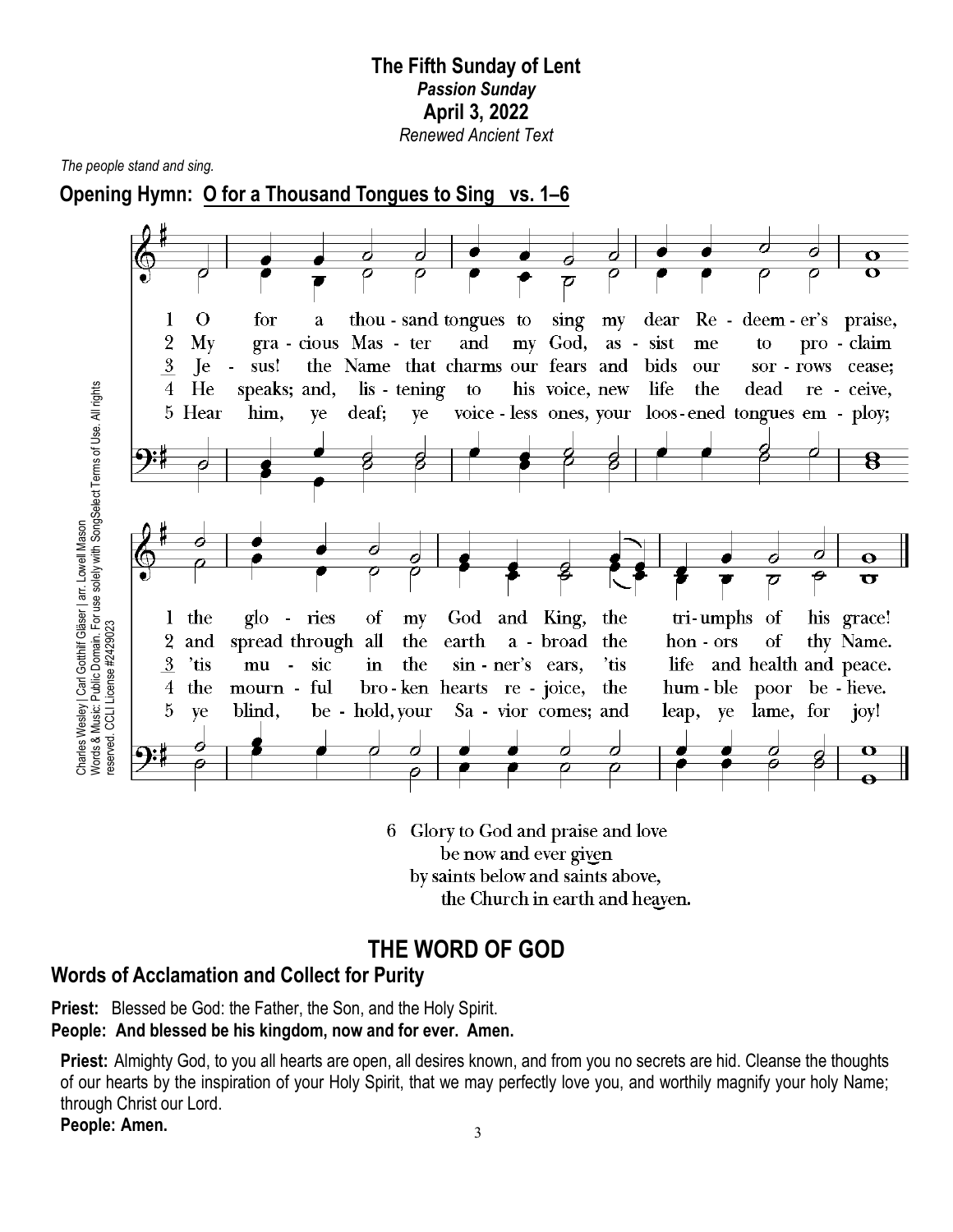**The Fifth Sunday of Lent**
***Passion Sunday***
**April 3, 2022**
*Renewed Ancient Text*

*The people stand and sing.*

**Opening Hymn: O for a Thousand Tongues to Sing vs. 1–6**

1 O for a thousand tongues to sing my dear Redeemer's praise, the glories of my God and King, the triumphs of his grace!

2 My gracious Master and my God, assist me to proclaim and spread through all the earth abroad the honors of thy Name.

3 Jesus! the Name that charms our fears and bids our sorrows cease; 'tis music in the sinner's ears, 'tis life and health and peace.

4 He speaks; and, listening to his voice, new life the dead receive, the mournful broken hearts rejoice, the humble poor believe.

5 Hear him, ye deaf; ye voiceless ones, your loosened tongues employ; ye blind, behold, your Savior comes; and leap, ye lame, for joy!

6 Glory to God and praise and love
be now and ever given
by saints below and saints above,
the Church in earth and heaven.

Charles Wesley | Carl Gotthilf Gläser | arr. Lowell Mason
Words & Music: Public Domain. For use solely with SongSelect Terms of Use. All rights reserved. CCLI License #2429023

# THE WORD OF GOD

## Words of Acclamation and Collect for Purity

**Priest:** Blessed be God: the Father, the Son, and the Holy Spirit.
**People: And blessed be his kingdom, now and for ever. Amen.**

**Priest:** Almighty God, to you all hearts are open, all desires known, and from you no secrets are hid. Cleanse the thoughts of our hearts by the inspiration of your Holy Spirit, that we may perfectly love you, and worthily magnify your holy Name; through Christ our Lord.
**People: Amen.**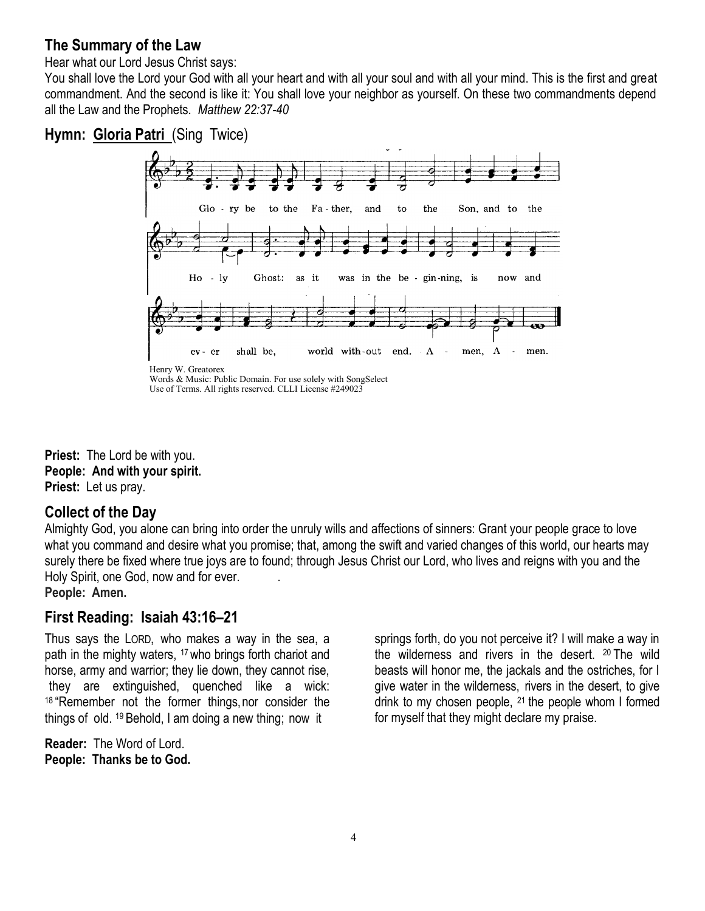## The Summary of the Law

Hear what our Lord Jesus Christ says:

You shall love the Lord your God with all your heart and with all your soul and with all your mind. This is the first and great commandment. And the second is like it: You shall love your neighbor as yourself. On these two commandments depend all the Law and the Prophets. *Matthew 22:37-40*

## Hymn: Gloria Patri (Sing Twice)

Glo - ry be to the Fa - ther, and to the Son, and to the Ho - ly Ghost: as it was in the be - gin-ning, is now and ev - er shall be, world with-out end. A - men, A - men.

Henry W. Greatorex
Words & Music: Public Domain. For use solely with SongSelect Use of Terms. All rights reserved. CLLI License #249023

**Priest:** The Lord be with you.
**People: And with your spirit.**
**Priest:** Let us pray.

## Collect of the Day

Almighty God, you alone can bring into order the unruly wills and affections of sinners: Grant your people grace to love what you command and desire what you promise; that, among the swift and varied changes of this world, our hearts may surely there be fixed where true joys are to found; through Jesus Christ our Lord, who lives and reigns with you and the Holy Spirit, one God, now and for ever.
**People: Amen.**

## First Reading: Isaiah 43:16–21

Thus says the LORD, who makes a way in the sea, a path in the mighty waters, [17] who brings forth chariot and horse, army and warrior; they lie down, they cannot rise, they are extinguished, quenched like a wick: [18] "Remember not the former things, nor consider the things of old. [19] Behold, I am doing a new thing; now it springs forth, do you not perceive it? I will make a way in the wilderness and rivers in the desert. [20] The wild beasts will honor me, the jackals and the ostriches, for I give water in the wilderness, rivers in the desert, to give drink to my chosen people, [21] the people whom I formed for myself that they might declare my praise.

**Reader:** The Word of Lord.
**People: Thanks be to God.**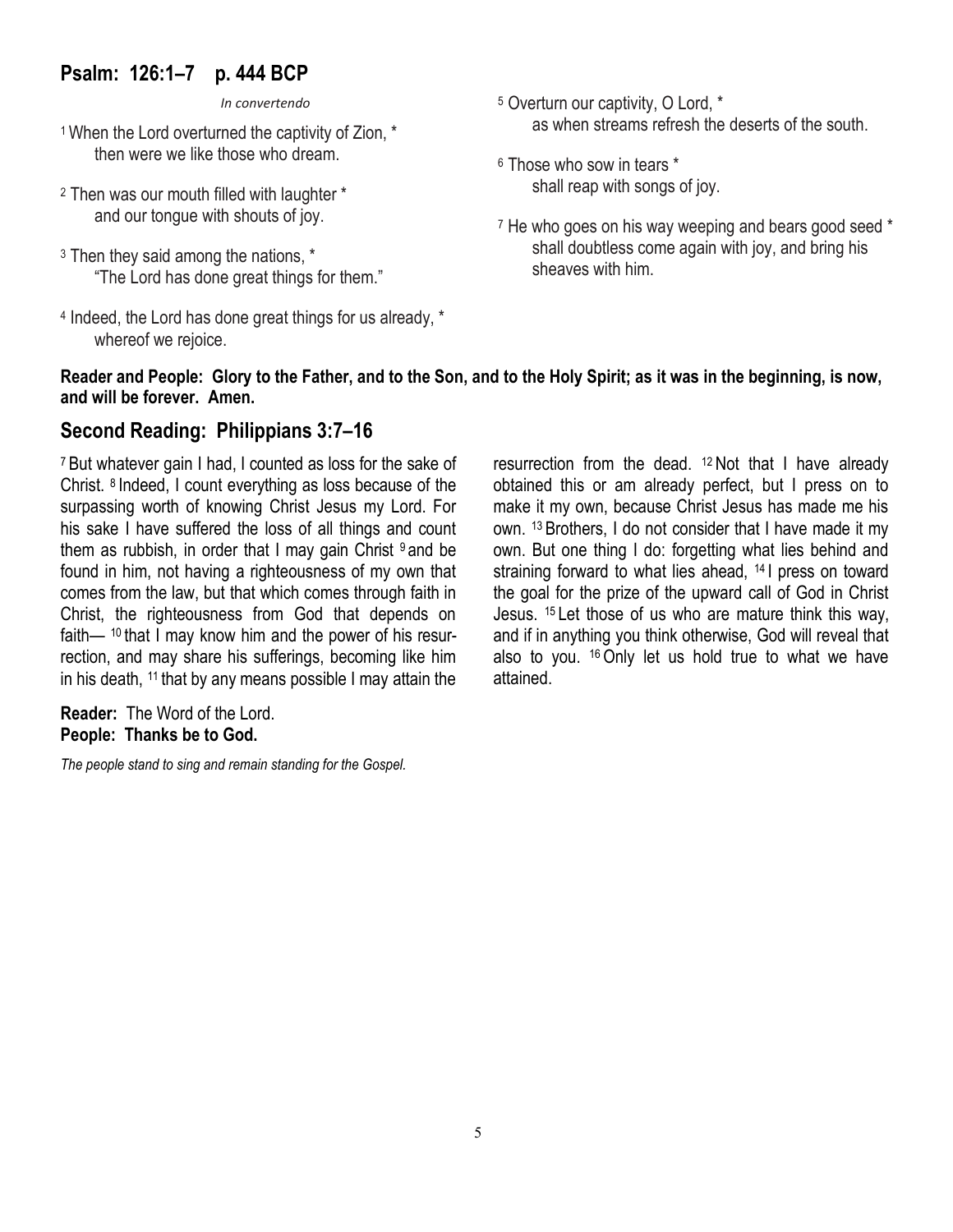## Psalm: 126:1–7 p. 444 BCP

*In convertendo*

[1] When the Lord overturned the captivity of Zion, *
then were we like those who dream.

[2] Then was our mouth filled with laughter *
and our tongue with shouts of joy.

[3] Then they said among the nations, *
"The Lord has done great things for them."

[4] Indeed, the Lord has done great things for us already, *
whereof we rejoice.

[5] Overturn our captivity, O Lord, *
as when streams refresh the deserts of the south.

[6] Those who sow in tears *
shall reap with songs of joy.

[7] He who goes on his way weeping and bears good seed *
shall doubtless come again with joy, and bring his sheaves with him.

**Reader and People: Glory to the Father, and to the Son, and to the Holy Spirit; as it was in the beginning, is now, and will be forever. Amen.**

## Second Reading: Philippians 3:7–16

[7] But whatever gain I had, I counted as loss for the sake of Christ. [8] Indeed, I count everything as loss because of the surpassing worth of knowing Christ Jesus my Lord. For his sake I have suffered the loss of all things and count them as rubbish, in order that I may gain Christ [9] and be found in him, not having a righteousness of my own that comes from the law, but that which comes through faith in Christ, the righteousness from God that depends on faith— [10] that I may know him and the power of his resurrection, and may share his sufferings, becoming like him in his death, [11] that by any means possible I may attain the resurrection from the dead. [12] Not that I have already obtained this or am already perfect, but I press on to make it my own, because Christ Jesus has made me his own. [13] Brothers, I do not consider that I have made it my own. But one thing I do: forgetting what lies behind and straining forward to what lies ahead, [14] I press on toward the goal for the prize of the upward call of God in Christ Jesus. [15] Let those of us who are mature think this way, and if in anything you think otherwise, God will reveal that also to you. [16] Only let us hold true to what we have attained.

**Reader:** The Word of the Lord.
**People: Thanks be to God.**

*The people stand to sing and remain standing for the Gospel.*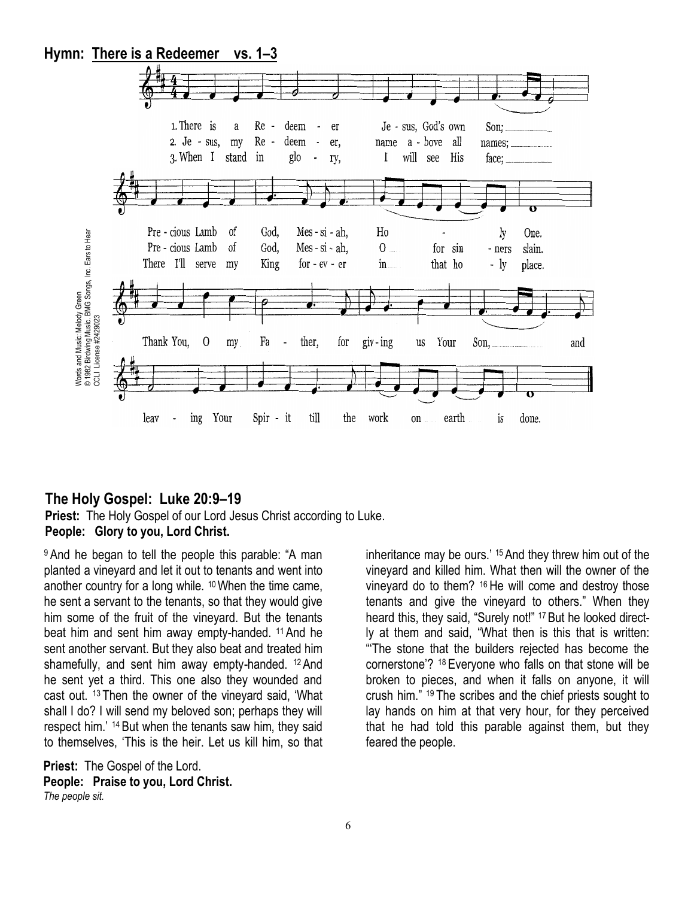## Hymn: There is a Redeemer vs. 1–3

Words and Music: Melody Green
© 1982 Birdwing Music, BMG Songs, Inc. Ears to Hear
CCLI License #2429023

## The Holy Gospel: Luke 20:9–19

**Priest:** The Holy Gospel of our Lord Jesus Christ according to Luke.
**People: Glory to you, Lord Christ.**

[9] And he began to tell the people this parable: "A man planted a vineyard and let it out to tenants and went into another country for a long while. [10] When the time came, he sent a servant to the tenants, so that they would give him some of the fruit of the vineyard. But the tenants beat him and sent him away empty-handed. [11] And he sent another servant. But they also beat and treated him shamefully, and sent him away empty-handed. [12] And he sent yet a third. This one also they wounded and cast out. [13] Then the owner of the vineyard said, 'What shall I do? I will send my beloved son; perhaps they will respect him.' [14] But when the tenants saw him, they said to themselves, 'This is the heir. Let us kill him, so that inheritance may be ours.' [15] And they threw him out of the vineyard and killed him. What then will the owner of the vineyard do to them? [16] He will come and destroy those tenants and give the vineyard to others." When they heard this, they said, "Surely not!" [17] But he looked directly at them and said, "What then is this that is written: "'The stone that the builders rejected has become the cornerstone'? [18] Everyone who falls on that stone will be broken to pieces, and when it falls on anyone, it will crush him." [19] The scribes and the chief priests sought to lay hands on him at that very hour, for they perceived that he had told this parable against them, but they feared the people.

**Priest:** The Gospel of the Lord.
**People: Praise to you, Lord Christ.**
*The people sit.*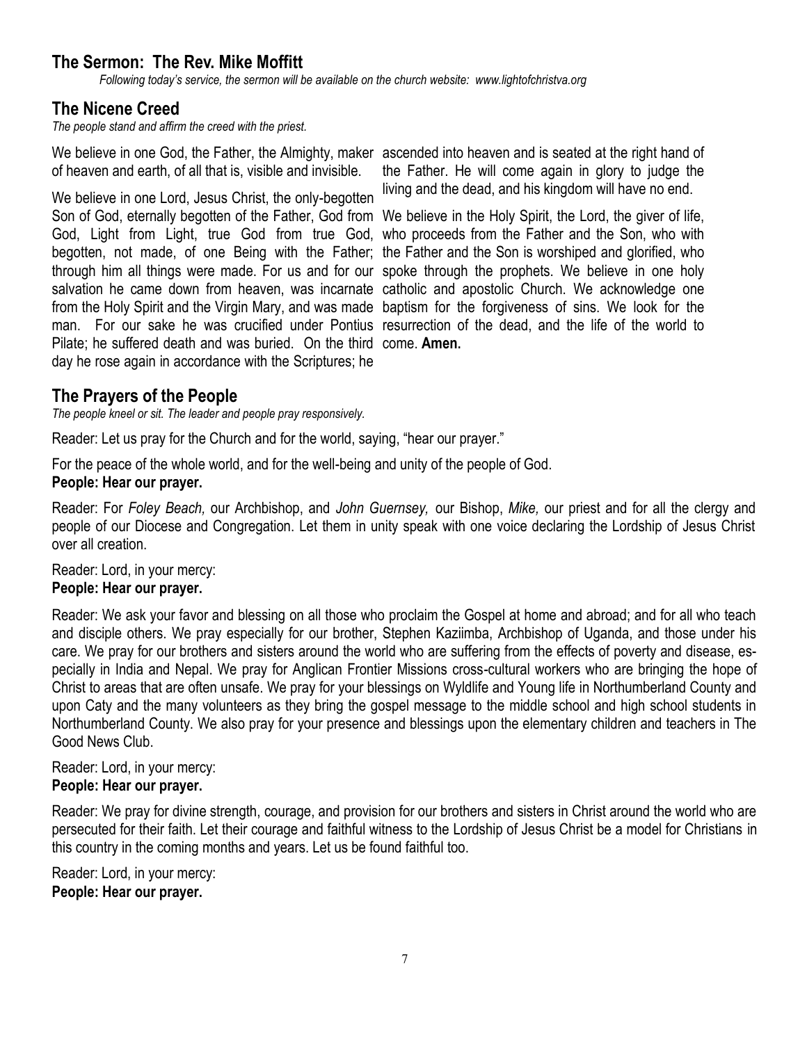## The Sermon: The Rev. Mike Moffitt

*Following today's service, the sermon will be available on the church website: www.lightofchristva.org*

## The Nicene Creed

*The people stand and affirm the creed with the priest.*

We believe in one God, the Father, the Almighty, maker of heaven and earth, of all that is, visible and invisible.

We believe in one Lord, Jesus Christ, the only-begotten Son of God, eternally begotten of the Father, God from God, Light from Light, true God from true God, begotten, not made, of one Being with the Father; through him all things were made. For us and for our salvation he came down from heaven, was incarnate from the Holy Spirit and the Virgin Mary, and was made man. For our sake he was crucified under Pontius Pilate; he suffered death and was buried. On the third day he rose again in accordance with the Scriptures; he ascended into heaven and is seated at the right hand of the Father. He will come again in glory to judge the living and the dead, and his kingdom will have no end.

We believe in the Holy Spirit, the Lord, the giver of life, who proceeds from the Father and the Son, who with the Father and the Son is worshiped and glorified, who spoke through the prophets. We believe in one holy catholic and apostolic Church. We acknowledge one baptism for the forgiveness of sins. We look for the resurrection of the dead, and the life of the world to come. **Amen.**

## The Prayers of the People

*The people kneel or sit. The leader and people pray responsively.*

Reader: Let us pray for the Church and for the world, saying, "hear our prayer."

For the peace of the whole world, and for the well-being and unity of the people of God.
**People: Hear our prayer.**

Reader: For *Foley Beach,* our Archbishop, and *John Guernsey,* our Bishop, *Mike,* our priest and for all the clergy and people of our Diocese and Congregation. Let them in unity speak with one voice declaring the Lordship of Jesus Christ over all creation.

Reader: Lord, in your mercy:
**People: Hear our prayer.**

Reader: We ask your favor and blessing on all those who proclaim the Gospel at home and abroad; and for all who teach and disciple others. We pray especially for our brother, Stephen Kaziimba, Archbishop of Uganda, and those under his care. We pray for our brothers and sisters around the world who are suffering from the effects of poverty and disease, especially in India and Nepal. We pray for Anglican Frontier Missions cross-cultural workers who are bringing the hope of Christ to areas that are often unsafe. We pray for your blessings on Wyldlife and Young life in Northumberland County and upon Caty and the many volunteers as they bring the gospel message to the middle school and high school students in Northumberland County. We also pray for your presence and blessings upon the elementary children and teachers in The Good News Club.

Reader: Lord, in your mercy:
**People: Hear our prayer.**

Reader: We pray for divine strength, courage, and provision for our brothers and sisters in Christ around the world who are persecuted for their faith. Let their courage and faithful witness to the Lordship of Jesus Christ be a model for Christians in this country in the coming months and years. Let us be found faithful too.

Reader: Lord, in your mercy:
**People: Hear our prayer.**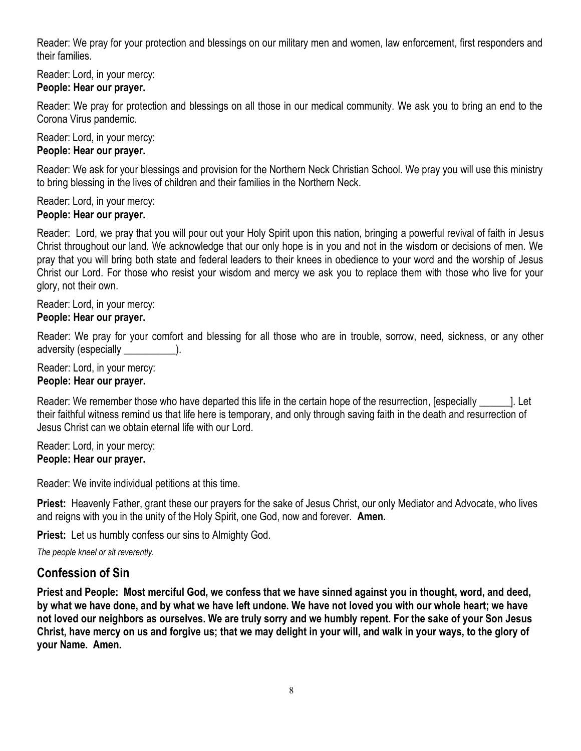Reader: We pray for your protection and blessings on our military men and women, law enforcement, first responders and their families.

Reader: Lord, in your mercy:
**People: Hear our prayer.**

Reader: We pray for protection and blessings on all those in our medical community. We ask you to bring an end to the Corona Virus pandemic.

Reader: Lord, in your mercy:
**People: Hear our prayer.**

Reader: We ask for your blessings and provision for the Northern Neck Christian School. We pray you will use this ministry to bring blessing in the lives of children and their families in the Northern Neck.

Reader: Lord, in your mercy:
**People: Hear our prayer.**

Reader: Lord, we pray that you will pour out your Holy Spirit upon this nation, bringing a powerful revival of faith in Jesus Christ throughout our land. We acknowledge that our only hope is in you and not in the wisdom or decisions of men. We pray that you will bring both state and federal leaders to their knees in obedience to your word and the worship of Jesus Christ our Lord. For those who resist your wisdom and mercy we ask you to replace them with those who live for your glory, not their own.

Reader: Lord, in your mercy:
**People: Hear our prayer.**

Reader: We pray for your comfort and blessing for all those who are in trouble, sorrow, need, sickness, or any other adversity (especially __________).

Reader: Lord, in your mercy:
**People: Hear our prayer.**

Reader: We remember those who have departed this life in the certain hope of the resurrection, [especially ______]. Let their faithful witness remind us that life here is temporary, and only through saving faith in the death and resurrection of Jesus Christ can we obtain eternal life with our Lord.

Reader: Lord, in your mercy:
**People: Hear our prayer.**

Reader: We invite individual petitions at this time.

**Priest:** Heavenly Father, grant these our prayers for the sake of Jesus Christ, our only Mediator and Advocate, who lives and reigns with you in the unity of the Holy Spirit, one God, now and forever. **Amen.**

**Priest:** Let us humbly confess our sins to Almighty God.

*The people kneel or sit reverently.*

## Confession of Sin

**Priest and People: Most merciful God, we confess that we have sinned against you in thought, word, and deed, by what we have done, and by what we have left undone. We have not loved you with our whole heart; we have not loved our neighbors as ourselves. We are truly sorry and we humbly repent. For the sake of your Son Jesus Christ, have mercy on us and forgive us; that we may delight in your will, and walk in your ways, to the glory of your Name. Amen.**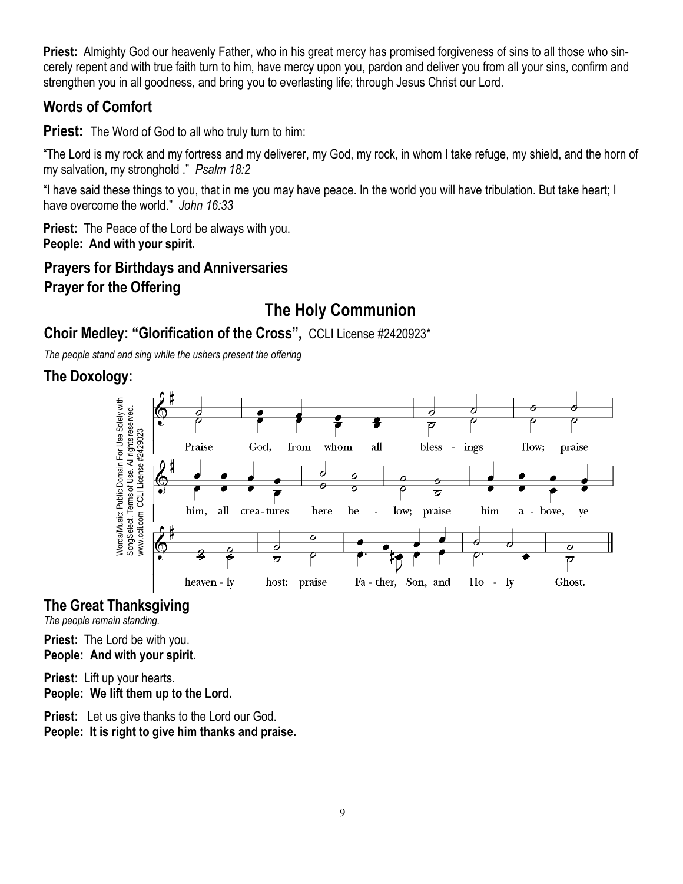**Priest:** Almighty God our heavenly Father, who in his great mercy has promised forgiveness of sins to all those who sincerely repent and with true faith turn to him, have mercy upon you, pardon and deliver you from all your sins, confirm and strengthen you in all goodness, and bring you to everlasting life; through Jesus Christ our Lord.

## Words of Comfort

**Priest:** The Word of God to all who truly turn to him:

"The Lord is my rock and my fortress and my deliverer, my God, my rock, in whom I take refuge, my shield, and the horn of my salvation, my stronghold ." *Psalm 18:2*

"I have said these things to you, that in me you may have peace. In the world you will have tribulation. But take heart; I have overcome the world." *John 16:33*

**Priest:** The Peace of the Lord be always with you.
**People: And with your spirit.**

## Prayers for Birthdays and Anniversaries

## Prayer for the Offering

# The Holy Communion

## Choir Medley: "Glorification of the Cross", CCLI License #2420923*

*The people stand and sing while the ushers present the offering*

## The Doxology:

Words/Music: Public Domain For Use Solely with SongSelect. Terms of Use. All rights reserved. www.ccli.com CCLI License #2429023

Praise God, from whom all blessings flow; praise him, all creatures here below; praise him above, ye heavenly host: praise Father, Son, and Holy Ghost.

## The Great Thanksgiving

*The people remain standing.*

**Priest:** The Lord be with you.
**People: And with your spirit.**

**Priest:** Lift up your hearts.
**People: We lift them up to the Lord.**

**Priest:** Let us give thanks to the Lord our God.
**People: It is right to give him thanks and praise.**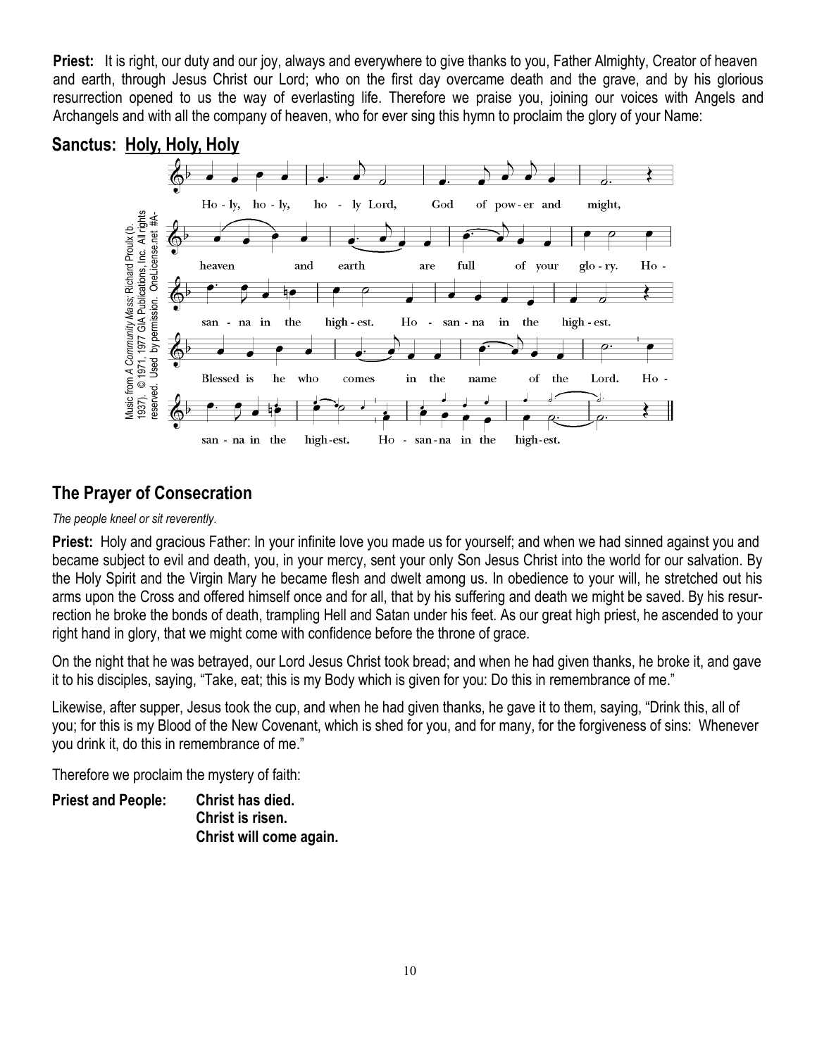**Priest:** It is right, our duty and our joy, always and everywhere to give thanks to you, Father Almighty, Creator of heaven and earth, through Jesus Christ our Lord; who on the first day overcame death and the grave, and by his glorious resurrection opened to us the way of everlasting life. Therefore we praise you, joining our voices with Angels and Archangels and with all the company of heaven, who for ever sing this hymn to proclaim the glory of your Name:

## Sanctus: Holy, Holy, Holy

Holy, holy, holy Lord, God of power and might, heaven and earth are full of your glory. Hosanna in the highest. Hosanna in the highest. Blessed is he who comes in the name of the Lord. Hosanna in the highest. Hosanna in the highest.

*Music from A Community Mass; Richard Proulx (b. 1937). © 1971, 1977 GIA Publications, Inc. All rights reserved. Used by permission. OneLicense.net #A-*

## The Prayer of Consecration

*The people kneel or sit reverently.*

**Priest:** Holy and gracious Father: In your infinite love you made us for yourself; and when we had sinned against you and became subject to evil and death, you, in your mercy, sent your only Son Jesus Christ into the world for our salvation. By the Holy Spirit and the Virgin Mary he became flesh and dwelt among us. In obedience to your will, he stretched out his arms upon the Cross and offered himself once and for all, that by his suffering and death we might be saved. By his resurrection he broke the bonds of death, trampling Hell and Satan under his feet. As our great high priest, he ascended to your right hand in glory, that we might come with confidence before the throne of grace.

On the night that he was betrayed, our Lord Jesus Christ took bread; and when he had given thanks, he broke it, and gave it to his disciples, saying, "Take, eat; this is my Body which is given for you: Do this in remembrance of me."

Likewise, after supper, Jesus took the cup, and when he had given thanks, he gave it to them, saying, "Drink this, all of you; for this is my Blood of the New Covenant, which is shed for you, and for many, for the forgiveness of sins: Whenever you drink it, do this in remembrance of me."

Therefore we proclaim the mystery of faith:

**Priest and People:** **Christ has died.**
**Christ is risen.**
**Christ will come again.**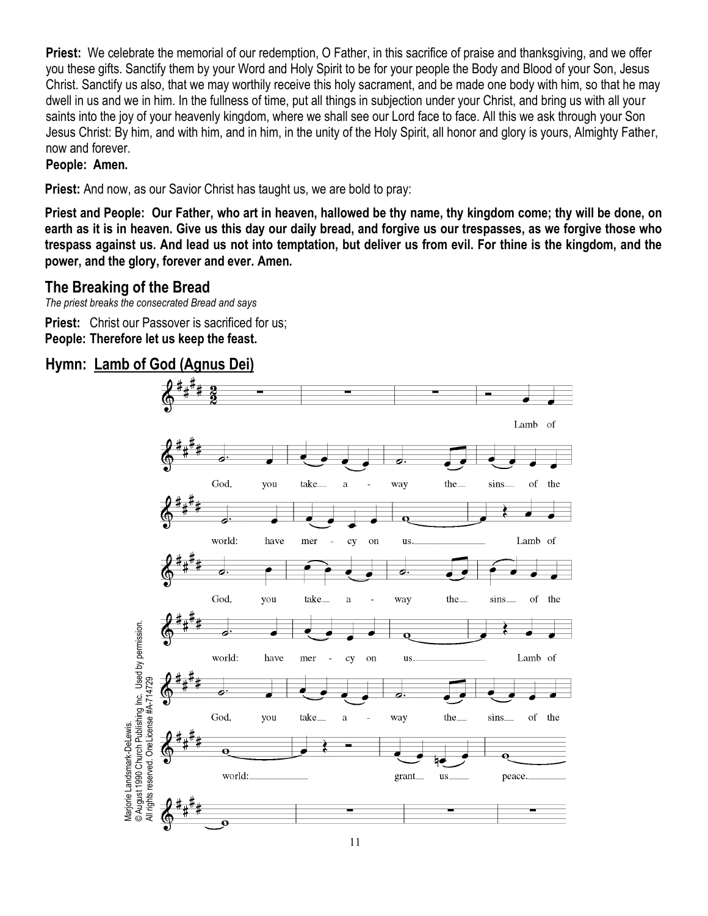**Priest:** We celebrate the memorial of our redemption, O Father, in this sacrifice of praise and thanksgiving, and we offer you these gifts. Sanctify them by your Word and Holy Spirit to be for your people the Body and Blood of your Son, Jesus Christ. Sanctify us also, that we may worthily receive this holy sacrament, and be made one body with him, so that he may dwell in us and we in him. In the fullness of time, put all things in subjection under your Christ, and bring us with all your saints into the joy of your heavenly kingdom, where we shall see our Lord face to face. All this we ask through your Son Jesus Christ: By him, and with him, and in him, in the unity of the Holy Spirit, all honor and glory is yours, Almighty Father, now and forever.

**People: Amen.**

**Priest:** And now, as our Savior Christ has taught us, we are bold to pray:

**Priest and People: Our Father, who art in heaven, hallowed be thy name, thy kingdom come; thy will be done, on earth as it is in heaven. Give us this day our daily bread, and forgive us our trespasses, as we forgive those who trespass against us. And lead us not into temptation, but deliver us from evil. For thine is the kingdom, and the power, and the glory, forever and ever. Amen.**

## The Breaking of the Bread

*The priest breaks the consecrated Bread and says*

**Priest:** Christ our Passover is sacrificed for us;
**People: Therefore let us keep the feast.**

## Hymn: Lamb of God (Agnus Dei)

Lamb of God, you take away the sins of the world: have mercy on us. Lamb of God, you take away the sins of the world: have mercy on us. Lamb of God, you take away the sins of the world: grant us peace.

Marjorie Landsmark-DeLewis. © August 1990 Church Publishing Inc. Used by permission. All rights reserved. OneLicense #A-714729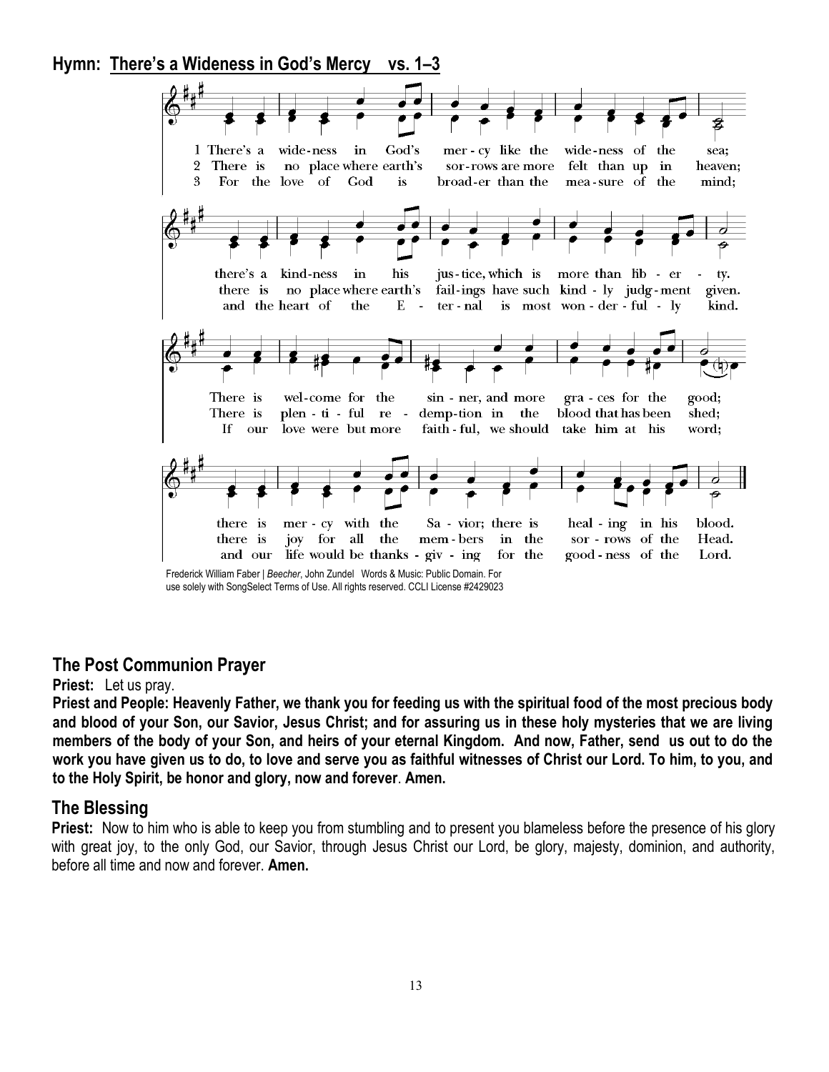## Hymn: There's a Wideness in God's Mercy vs. 1–3

1 There's a wide-ness in God's mer-cy like the wide-ness of the sea;
there's a kind-ness in his jus-tice, which is more than lib-er-ty.
There is wel-come for the sin-ner, and more gra-ces for the good;
there is mer-cy with the Sa-vior; there is heal-ing in his blood.

2 There is no place where earth's sor-rows are more felt than up in heaven;
there is no place where earth's fail-ings have such kind-ly judg-ment given.
There is plen-ti-ful re-demp-tion in the blood that has been shed;
there is joy for all the mem-bers in the sor-rows of the Head.

3 For the love of God is broad-er than the mea-sure of the mind;
and the heart of the E-ter-nal is most won-der-ful-ly kind.
If our love were but more faith-ful, we should take him at his word;
and our life would be thanks-giv-ing for the good-ness of the Lord.

Frederick William Faber | *Beecher*, John Zundel Words & Music: Public Domain. For use solely with SongSelect Terms of Use. All rights reserved. CCLI License #2429023

## The Post Communion Prayer

**Priest:** Let us pray.

**Priest and People: Heavenly Father, we thank you for feeding us with the spiritual food of the most precious body and blood of your Son, our Savior, Jesus Christ; and for assuring us in these holy mysteries that we are living members of the body of your Son, and heirs of your eternal Kingdom. And now, Father, send us out to do the work you have given us to do, to love and serve you as faithful witnesses of Christ our Lord. To him, to you, and to the Holy Spirit, be honor and glory, now and forever. Amen.**

## The Blessing

**Priest:** Now to him who is able to keep you from stumbling and to present you blameless before the presence of his glory with great joy, to the only God, our Savior, through Jesus Christ our Lord, be glory, majesty, dominion, and authority, before all time and now and forever. **Amen.**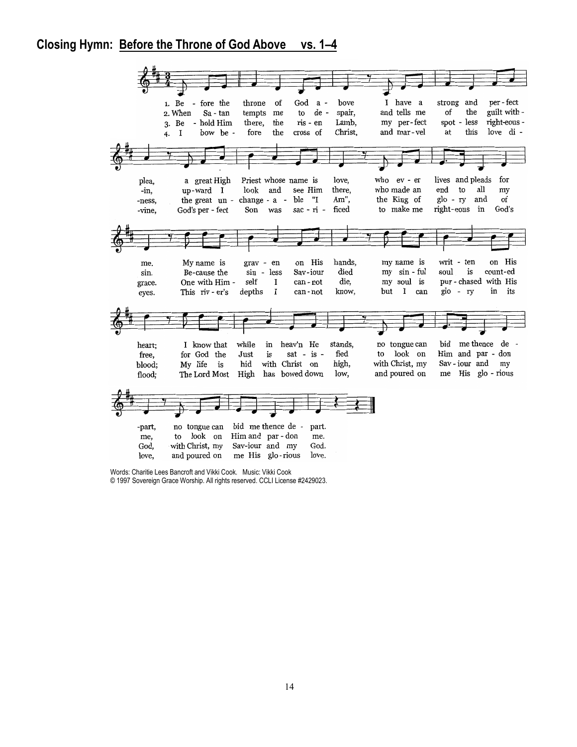## Closing Hymn: Before the Throne of God Above vs. 1–4

1. Before the throne of God above I have a strong and perfect plea, a great High Priest whose name is love, who ever lives and pleads for me. My name is graven on His hands, my name is written on His heart; I know that while in heav'n He stands, no tongue can bid me thence depart, no tongue can bid me thence depart.

2. When Satan tempts me to despair, and tells me of the guilt within, upward I look and see Him there, who made an end to all my sin. Because the sinless Saviour died my sinful soul is counted free, for God the Just is satisfied to look on Him and pardon me, to look on Him and pardon me.

3. Behold Him there, the risen Lamb, my perfect spotless righteousness, the great unchangeable "I Am", the King of glory and of grace. One with Himself I cannot die, my soul is purchased with His blood; My life is hid with Christ on high, with Christ, my Saviour and my God, with Christ, my Saviour and my God.

4. I bow before the cross of Christ, and marvel at this love divine, God's perfect Son was sacrificed to make me righteous in God's eyes. This river's depths I cannot know, but I can glory in its flood; The Lord Most High has bowed down low, and poured on me His glorious love, and poured on me His glorious love.

Words: Charitie Lees Bancroft and Vikki Cook. Music: Vikki Cook
© 1997 Sovereign Grace Worship. All rights reserved. CCLI License #2429023.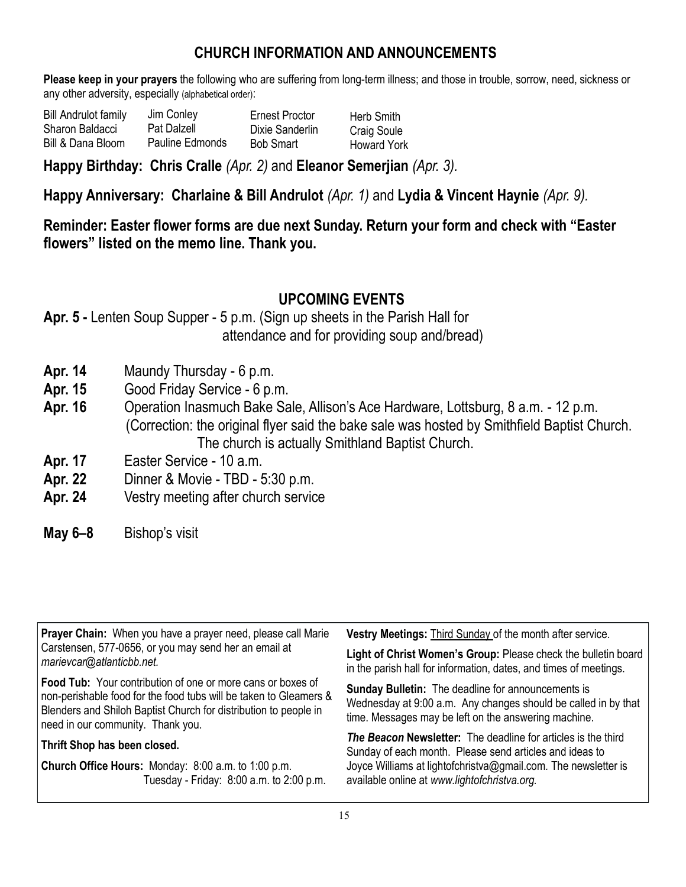## CHURCH INFORMATION AND ANNOUNCEMENTS

**Please keep in your prayers** the following who are suffering from long-term illness; and those in trouble, sorrow, need, sickness or any other adversity, especially (alphabetical order):

| | | | |
|---|---|---|---|
| Bill Andrulot family | Jim Conley | Ernest Proctor | Herb Smith |
| Sharon Baldacci | Pat Dalzell | Dixie Sanderlin | Craig Soule |
| Bill & Dana Bloom | Pauline Edmonds | Bob Smart | Howard York |

**Happy Birthday: Chris Cralle** *(Apr. 2)* and **Eleanor Semerjian** *(Apr. 3).*

**Happy Anniversary: Charlaine & Bill Andrulot** *(Apr. 1)* and **Lydia & Vincent Haynie** *(Apr. 9).*

**Reminder: Easter flower forms are due next Sunday. Return your form and check with "Easter flowers" listed on the memo line. Thank you.**

## UPCOMING EVENTS

**Apr. 5 -** Lenten Soup Supper - 5 p.m. (Sign up sheets in the Parish Hall for attendance and for providing soup and/bread)

**Apr. 14** Maundy Thursday - 6 p.m.

**Apr. 15** Good Friday Service - 6 p.m.

**Apr. 16** Operation Inasmuch Bake Sale, Allison's Ace Hardware, Lottsburg, 8 a.m. - 12 p.m. (Correction: the original flyer said the bake sale was hosted by Smithfield Baptist Church. The church is actually Smithland Baptist Church.

**Apr. 17** Easter Service - 10 a.m.

**Apr. 22** Dinner & Movie - TBD - 5:30 p.m.

**Apr. 24** Vestry meeting after church service

**May 6–8** Bishop's visit

**Prayer Chain:** When you have a prayer need, please call Marie Carstensen, 577-0656, or you may send her an email at *marievcar@atlanticbb.net.*

**Food Tub:** Your contribution of one or more cans or boxes of non-perishable food for the food tubs will be taken to Gleamers & Blenders and Shiloh Baptist Church for distribution to people in need in our community. Thank you.

**Thrift Shop has been closed.**

**Church Office Hours:** Monday: 8:00 a.m. to 1:00 p.m.
Tuesday - Friday: 8:00 a.m. to 2:00 p.m.

**Vestry Meetings:** Third Sunday of the month after service.

**Light of Christ Women's Group:** Please check the bulletin board in the parish hall for information, dates, and times of meetings.

**Sunday Bulletin:** The deadline for announcements is Wednesday at 9:00 a.m. Any changes should be called in by that time. Messages may be left on the answering machine.

***The Beacon*** **Newsletter:** The deadline for articles is the third Sunday of each month. Please send articles and ideas to Joyce Williams at lightofchristva@gmail.com. The newsletter is available online at *www.lightofchristva.org.*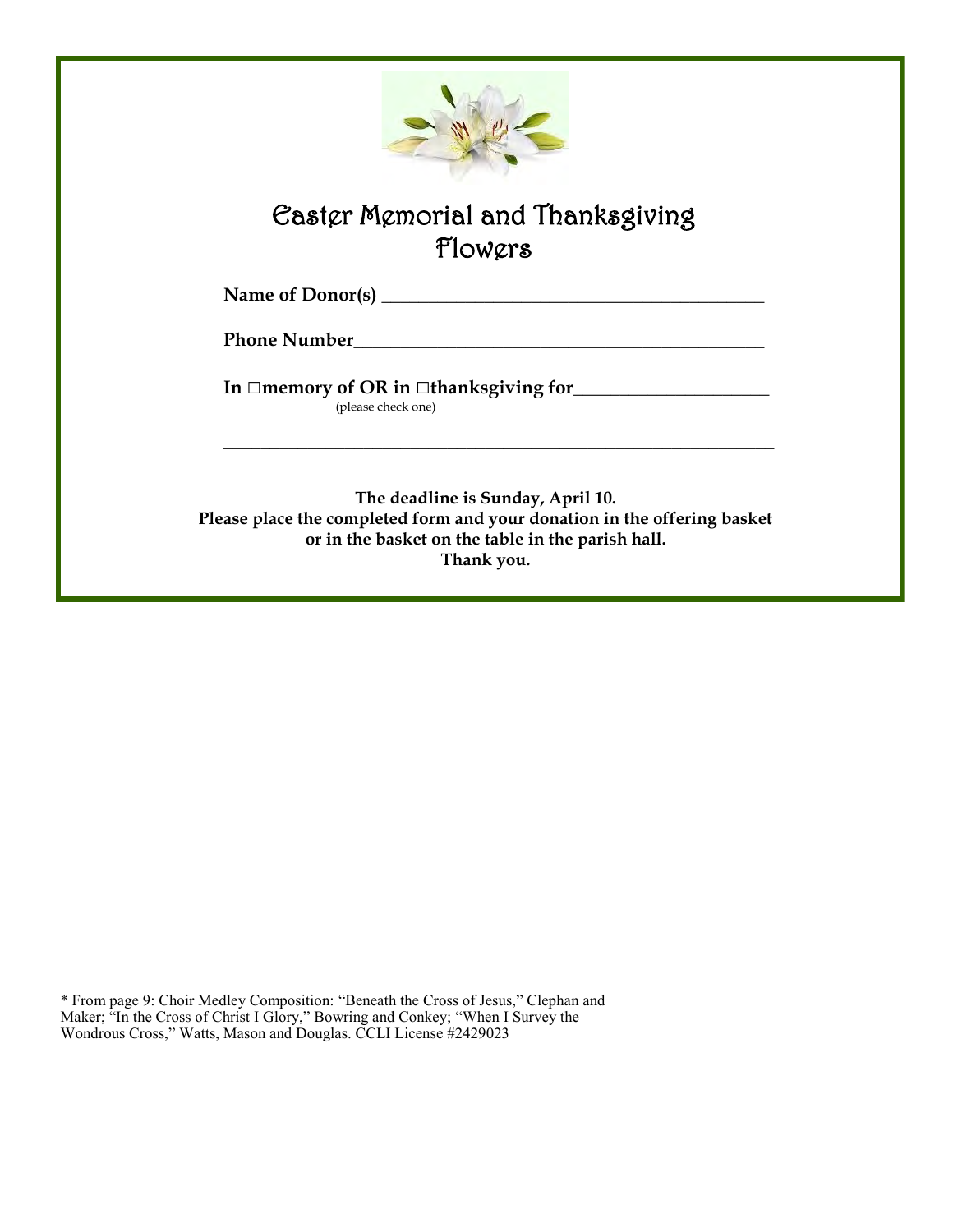# Easter Memorial and Thanksgiving Flowers

**Name of Donor(s)** ___________________________________________

**Phone Number**_____________________________________________

**In □memory of OR in □thanksgiving for**_____________________
(please check one)

_______________________________________________________________

**The deadline is Sunday, April 10.**
**Please place the completed form and your donation in the offering basket or in the basket on the table in the parish hall.**
**Thank you.**

* From page 9: Choir Medley Composition: "Beneath the Cross of Jesus," Clephan and Maker; "In the Cross of Christ I Glory," Bowring and Conkey; "When I Survey the Wondrous Cross," Watts, Mason and Douglas. CCLI License #2429023